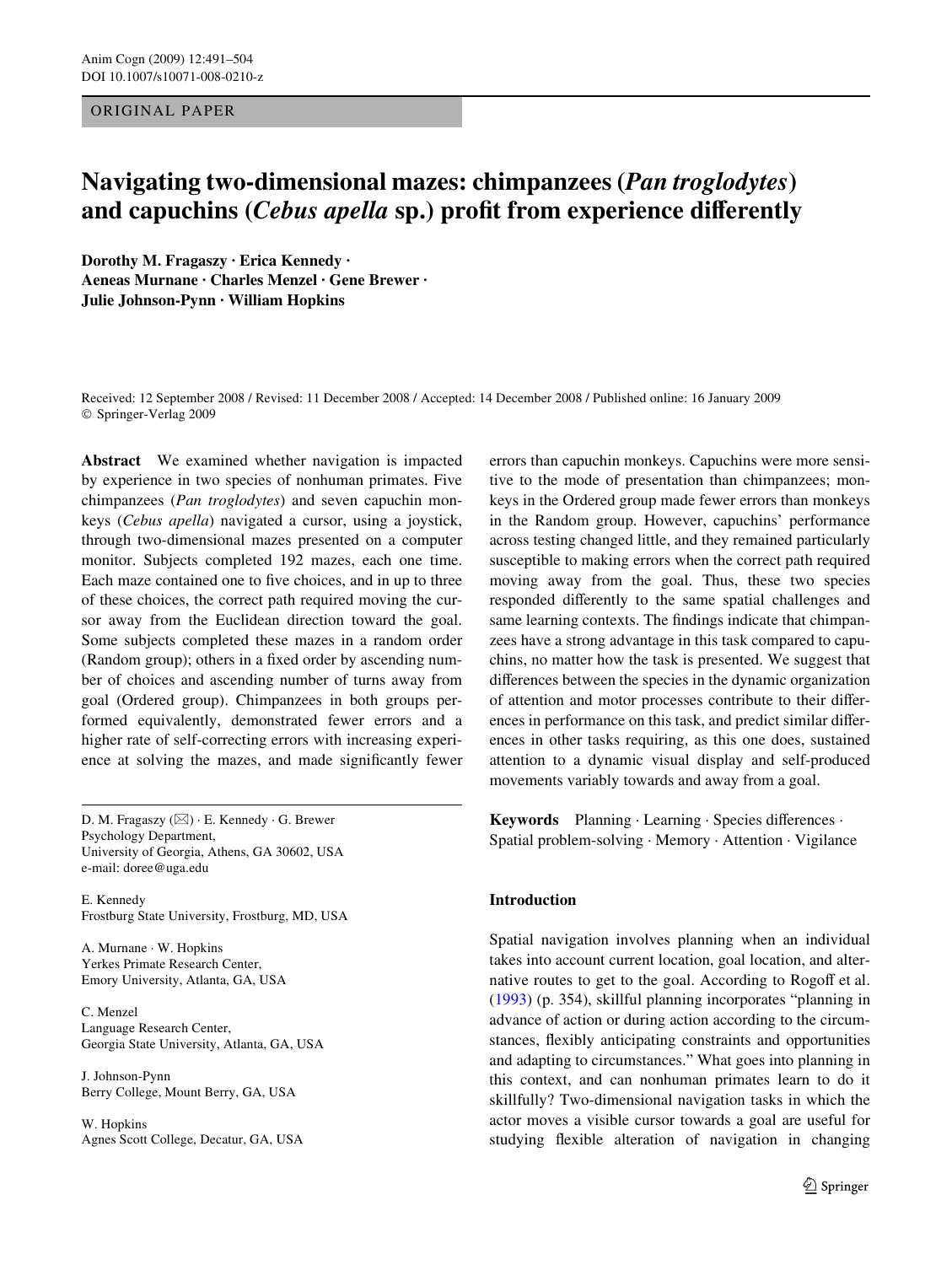ORIGINAL PAPER

# Navigating two-dimensional mazes: chimpanzees (*Pan troglodytes*) and capuchins (*Cebus apella* sp.) profit from experience differently

**Dorothy M. Fragaszy · Erica Kennedy · Aeneas Murnane · Charles Menzel · Gene Brewer · Julie Johnson-Pynn · William Hopkins**

Received: 12 September 2008 / Revised: 11 December 2008 / Accepted: 14 December 2008 / Published online: 16 January 2009
© Springer-Verlag 2009

**Abstract** We examined whether navigation is impacted by experience in two species of nonhuman primates. Five chimpanzees (*Pan troglodytes*) and seven capuchin monkeys (*Cebus apella*) navigated a cursor, using a joystick, through two-dimensional mazes presented on a computer monitor. Subjects completed 192 mazes, each one time. Each maze contained one to five choices, and in up to three of these choices, the correct path required moving the cursor away from the Euclidean direction toward the goal. Some subjects completed these mazes in a random order (Random group); others in a fixed order by ascending number of choices and ascending number of turns away from goal (Ordered group). Chimpanzees in both groups performed equivalently, demonstrated fewer errors and a higher rate of self-correcting errors with increasing experience at solving the mazes, and made significantly fewer errors than capuchin monkeys. Capuchins were more sensitive to the mode of presentation than chimpanzees; monkeys in the Ordered group made fewer errors than monkeys in the Random group. However, capuchins' performance across testing changed little, and they remained particularly susceptible to making errors when the correct path required moving away from the goal. Thus, these two species responded differently to the same spatial challenges and same learning contexts. The findings indicate that chimpanzees have a strong advantage in this task compared to capuchins, no matter how the task is presented. We suggest that differences between the species in the dynamic organization of attention and motor processes contribute to their differences in performance on this task, and predict similar differences in other tasks requiring, as this one does, sustained attention to a dynamic visual display and self-produced movements variably towards and away from a goal.

**Keywords** Planning · Learning · Species differences · Spatial problem-solving · Memory · Attention · Vigilance

D. M. Fragaszy (✉) · E. Kennedy · G. Brewer
Psychology Department,
University of Georgia, Athens, GA 30602, USA
e-mail: doree@uga.edu

E. Kennedy
Frostburg State University, Frostburg, MD, USA

A. Murnane · W. Hopkins
Yerkes Primate Research Center,
Emory University, Atlanta, GA, USA

C. Menzel
Language Research Center,
Georgia State University, Atlanta, GA, USA

J. Johnson-Pynn
Berry College, Mount Berry, GA, USA

W. Hopkins
Agnes Scott College, Decatur, GA, USA

## Introduction

Spatial navigation involves planning when an individual takes into account current location, goal location, and alternative routes to get to the goal. According to Rogoff et al. (1993) (p. 354), skillful planning incorporates "planning in advance of action or during action according to the circumstances, flexibly anticipating constraints and opportunities and adapting to circumstances." What goes into planning in this context, and can nonhuman primates learn to do it skillfully? Two-dimensional navigation tasks in which the actor moves a visible cursor towards a goal are useful for studying flexible alteration of navigation in changing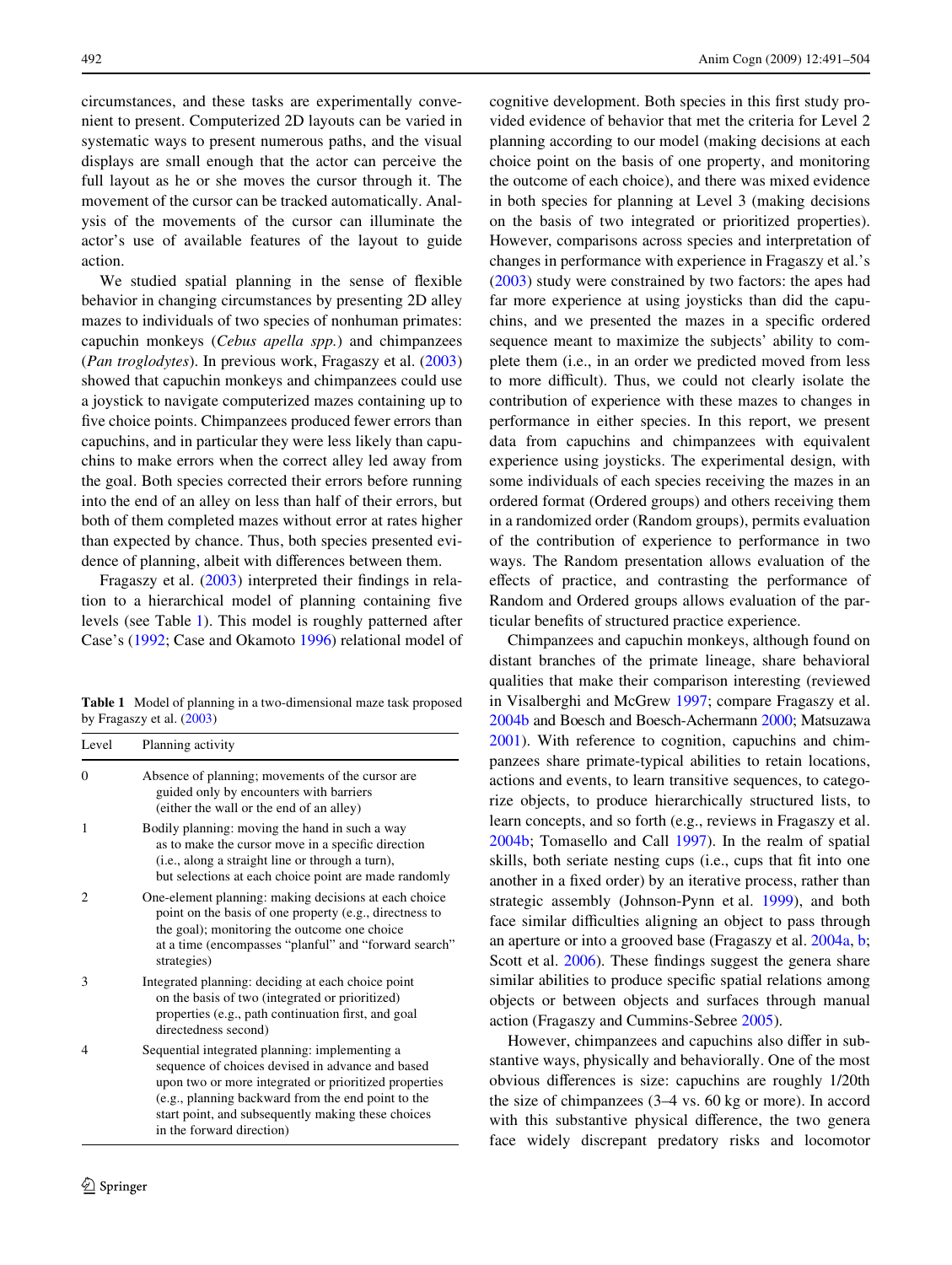circumstances, and these tasks are experimentally convenient to present. Computerized 2D layouts can be varied in systematic ways to present numerous paths, and the visual displays are small enough that the actor can perceive the full layout as he or she moves the cursor through it. The movement of the cursor can be tracked automatically. Analysis of the movements of the cursor can illuminate the actor's use of available features of the layout to guide action.

We studied spatial planning in the sense of flexible behavior in changing circumstances by presenting 2D alley mazes to individuals of two species of nonhuman primates: capuchin monkeys (*Cebus apella spp.*) and chimpanzees (*Pan troglodytes*). In previous work, Fragaszy et al. (2003) showed that capuchin monkeys and chimpanzees could use a joystick to navigate computerized mazes containing up to five choice points. Chimpanzees produced fewer errors than capuchins, and in particular they were less likely than capuchins to make errors when the correct alley led away from the goal. Both species corrected their errors before running into the end of an alley on less than half of their errors, but both of them completed mazes without error at rates higher than expected by chance. Thus, both species presented evidence of planning, albeit with differences between them.

Fragaszy et al. (2003) interpreted their findings in relation to a hierarchical model of planning containing five levels (see Table 1). This model is roughly patterned after Case's (1992; Case and Okamoto 1996) relational model of cognitive development. Both species in this first study provided evidence of behavior that met the criteria for Level 2 planning according to our model (making decisions at each choice point on the basis of one property, and monitoring the outcome of each choice), and there was mixed evidence in both species for planning at Level 3 (making decisions on the basis of two integrated or prioritized properties). However, comparisons across species and interpretation of changes in performance with experience in Fragaszy et al.'s (2003) study were constrained by two factors: the apes had far more experience at using joysticks than did the capuchins, and we presented the mazes in a specific ordered sequence meant to maximize the subjects' ability to complete them (i.e., in an order we predicted moved from less to more difficult). Thus, we could not clearly isolate the contribution of experience with these mazes to changes in performance in either species. In this report, we present data from capuchins and chimpanzees with equivalent experience using joysticks. The experimental design, with some individuals of each species receiving the mazes in an ordered format (Ordered groups) and others receiving them in a randomized order (Random groups), permits evaluation of the contribution of experience to performance in two ways. The Random presentation allows evaluation of the effects of practice, and contrasting the performance of Random and Ordered groups allows evaluation of the particular benefits of structured practice experience.

**Table 1** Model of planning in a two-dimensional maze task proposed by Fragaszy et al. (2003)

| Level | Planning activity |
|---|---|
| 0 | Absence of planning; movements of the cursor are guided only by encounters with barriers (either the wall or the end of an alley) |
| 1 | Bodily planning: moving the hand in such a way as to make the cursor move in a specific direction (i.e., along a straight line or through a turn), but selections at each choice point are made randomly |
| 2 | One-element planning: making decisions at each choice point on the basis of one property (e.g., directness to the goal); monitoring the outcome one choice at a time (encompasses "planful" and "forward search" strategies) |
| 3 | Integrated planning: deciding at each choice point on the basis of two (integrated or prioritized) properties (e.g., path continuation first, and goal directedness second) |
| 4 | Sequential integrated planning: implementing a sequence of choices devised in advance and based upon two or more integrated or prioritized properties (e.g., planning backward from the end point to the start point, and subsequently making these choices in the forward direction) |

Chimpanzees and capuchin monkeys, although found on distant branches of the primate lineage, share behavioral qualities that make their comparison interesting (reviewed in Visalberghi and McGrew 1997; compare Fragaszy et al. 2004b and Boesch and Boesch-Achermann 2000; Matsuzawa 2001). With reference to cognition, capuchins and chimpanzees share primate-typical abilities to retain locations, actions and events, to learn transitive sequences, to categorize objects, to produce hierarchically structured lists, to learn concepts, and so forth (e.g., reviews in Fragaszy et al. 2004b; Tomasello and Call 1997). In the realm of spatial skills, both seriate nesting cups (i.e., cups that fit into one another in a fixed order) by an iterative process, rather than strategic assembly (Johnson-Pynn et al. 1999), and both face similar difficulties aligning an object to pass through an aperture or into a grooved base (Fragaszy et al. 2004a, b; Scott et al. 2006). These findings suggest the genera share similar abilities to produce specific spatial relations among objects or between objects and surfaces through manual action (Fragaszy and Cummins-Sebree 2005).

However, chimpanzees and capuchins also differ in substantive ways, physically and behaviorally. One of the most obvious differences is size: capuchins are roughly 1/20th the size of chimpanzees (3–4 vs. 60 kg or more). In accord with this substantive physical difference, the two genera face widely discrepant predatory risks and locomotor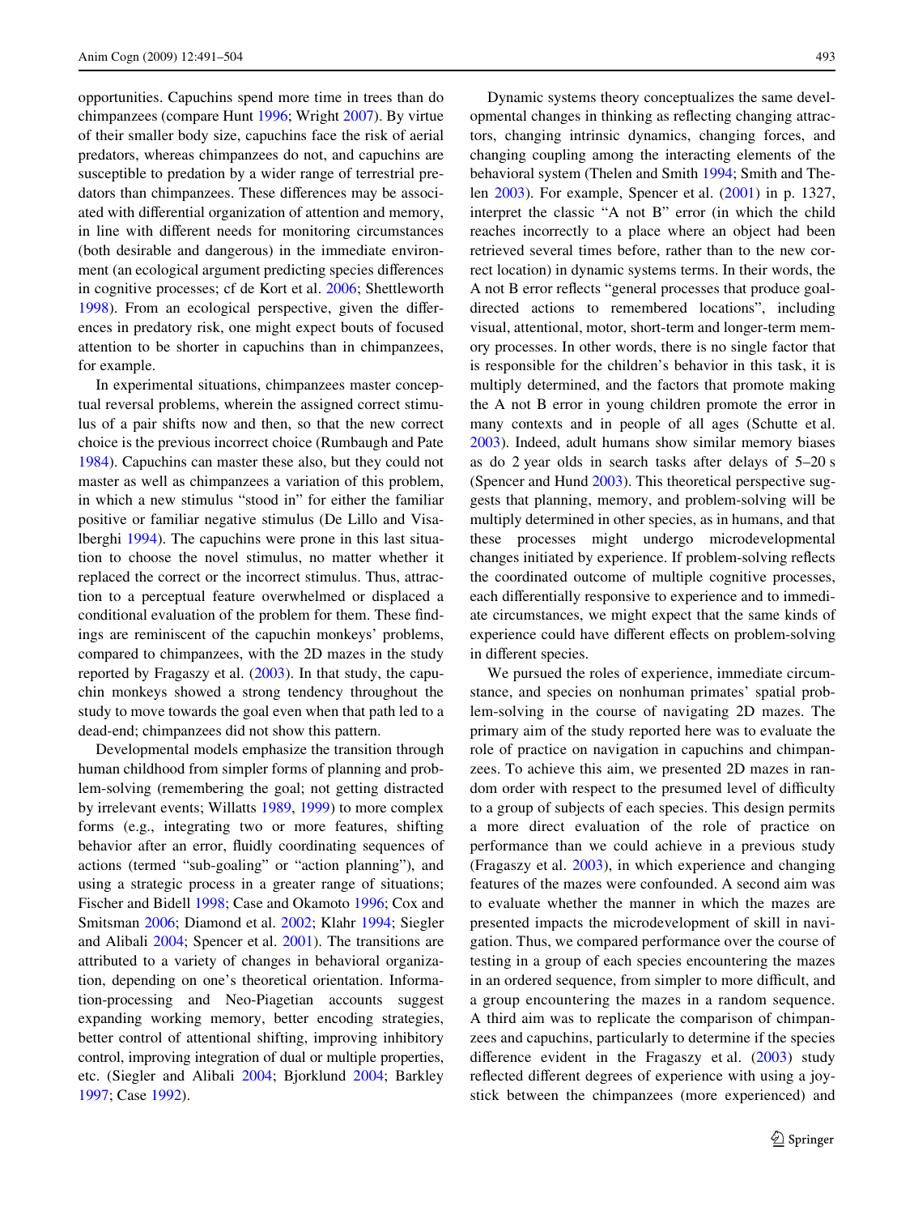opportunities. Capuchins spend more time in trees than do chimpanzees (compare Hunt 1996; Wright 2007). By virtue of their smaller body size, capuchins face the risk of aerial predators, whereas chimpanzees do not, and capuchins are susceptible to predation by a wider range of terrestrial predators than chimpanzees. These differences may be associated with differential organization of attention and memory, in line with different needs for monitoring circumstances (both desirable and dangerous) in the immediate environment (an ecological argument predicting species differences in cognitive processes; cf de Kort et al. 2006; Shettleworth 1998). From an ecological perspective, given the differences in predatory risk, one might expect bouts of focused attention to be shorter in capuchins than in chimpanzees, for example.

In experimental situations, chimpanzees master conceptual reversal problems, wherein the assigned correct stimulus of a pair shifts now and then, so that the new correct choice is the previous incorrect choice (Rumbaugh and Pate 1984). Capuchins can master these also, but they could not master as well as chimpanzees a variation of this problem, in which a new stimulus "stood in" for either the familiar positive or familiar negative stimulus (De Lillo and Visalberghi 1994). The capuchins were prone in this last situation to choose the novel stimulus, no matter whether it replaced the correct or the incorrect stimulus. Thus, attraction to a perceptual feature overwhelmed or displaced a conditional evaluation of the problem for them. These findings are reminiscent of the capuchin monkeys' problems, compared to chimpanzees, with the 2D mazes in the study reported by Fragaszy et al. (2003). In that study, the capuchin monkeys showed a strong tendency throughout the study to move towards the goal even when that path led to a dead-end; chimpanzees did not show this pattern.

Developmental models emphasize the transition through human childhood from simpler forms of planning and problem-solving (remembering the goal; not getting distracted by irrelevant events; Willatts 1989, 1999) to more complex forms (e.g., integrating two or more features, shifting behavior after an error, fluidly coordinating sequences of actions (termed "sub-goaling" or "action planning"), and using a strategic process in a greater range of situations; Fischer and Bidell 1998; Case and Okamoto 1996; Cox and Smitsman 2006; Diamond et al. 2002; Klahr 1994; Siegler and Alibali 2004; Spencer et al. 2001). The transitions are attributed to a variety of changes in behavioral organization, depending on one's theoretical orientation. Information-processing and Neo-Piagetian accounts suggest expanding working memory, better encoding strategies, better control of attentional shifting, improving inhibitory control, improving integration of dual or multiple properties, etc. (Siegler and Alibali 2004; Bjorklund 2004; Barkley 1997; Case 1992).

Dynamic systems theory conceptualizes the same developmental changes in thinking as reflecting changing attractors, changing intrinsic dynamics, changing forces, and changing coupling among the interacting elements of the behavioral system (Thelen and Smith 1994; Smith and Thelen 2003). For example, Spencer et al. (2001) in p. 1327, interpret the classic "A not B" error (in which the child reaches incorrectly to a place where an object had been retrieved several times before, rather than to the new correct location) in dynamic systems terms. In their words, the A not B error reflects "general processes that produce goal-directed actions to remembered locations", including visual, attentional, motor, short-term and longer-term memory processes. In other words, there is no single factor that is responsible for the children's behavior in this task, it is multiply determined, and the factors that promote making the A not B error in young children promote the error in many contexts and in people of all ages (Schutte et al. 2003). Indeed, adult humans show similar memory biases as do 2 year olds in search tasks after delays of 5–20 s (Spencer and Hund 2003). This theoretical perspective suggests that planning, memory, and problem-solving will be multiply determined in other species, as in humans, and that these processes might undergo microdevelopmental changes initiated by experience. If problem-solving reflects the coordinated outcome of multiple cognitive processes, each differentially responsive to experience and to immediate circumstances, we might expect that the same kinds of experience could have different effects on problem-solving in different species.

We pursued the roles of experience, immediate circumstance, and species on nonhuman primates' spatial problem-solving in the course of navigating 2D mazes. The primary aim of the study reported here was to evaluate the role of practice on navigation in capuchins and chimpanzees. To achieve this aim, we presented 2D mazes in random order with respect to the presumed level of difficulty to a group of subjects of each species. This design permits a more direct evaluation of the role of practice on performance than we could achieve in a previous study (Fragaszy et al. 2003), in which experience and changing features of the mazes were confounded. A second aim was to evaluate whether the manner in which the mazes are presented impacts the microdevelopment of skill in navigation. Thus, we compared performance over the course of testing in a group of each species encountering the mazes in an ordered sequence, from simpler to more difficult, and a group encountering the mazes in a random sequence. A third aim was to replicate the comparison of chimpanzees and capuchins, particularly to determine if the species difference evident in the Fragaszy et al. (2003) study reflected different degrees of experience with using a joystick between the chimpanzees (more experienced) and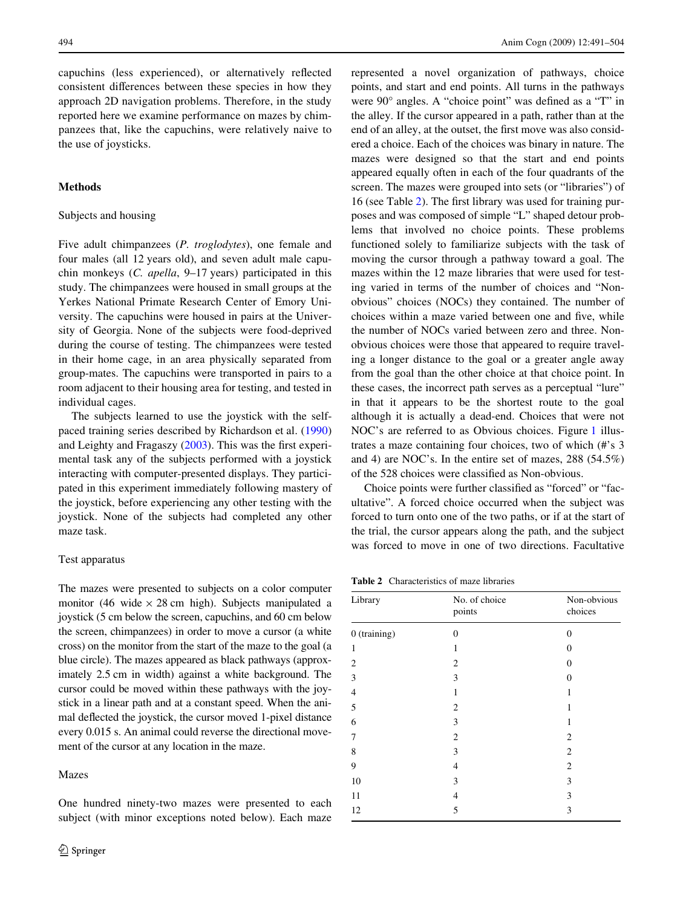capuchins (less experienced), or alternatively reflected consistent differences between these species in how they approach 2D navigation problems. Therefore, in the study reported here we examine performance on mazes by chimpanzees that, like the capuchins, were relatively naive to the use of joysticks.

## Methods

### Subjects and housing

Five adult chimpanzees (*P. troglodytes*), one female and four males (all 12 years old), and seven adult male capuchin monkeys (*C. apella*, 9–17 years) participated in this study. The chimpanzees were housed in small groups at the Yerkes National Primate Research Center of Emory University. The capuchins were housed in pairs at the University of Georgia. None of the subjects were food-deprived during the course of testing. The chimpanzees were tested in their home cage, in an area physically separated from group-mates. The capuchins were transported in pairs to a room adjacent to their housing area for testing, and tested in individual cages.

The subjects learned to use the joystick with the self-paced training series described by Richardson et al. (1990) and Leighty and Fragaszy (2003). This was the first experimental task any of the subjects performed with a joystick interacting with computer-presented displays. They participated in this experiment immediately following mastery of the joystick, before experiencing any other testing with the joystick. None of the subjects had completed any other maze task.

### Test apparatus

The mazes were presented to subjects on a color computer monitor (46 wide × 28 cm high). Subjects manipulated a joystick (5 cm below the screen, capuchins, and 60 cm below the screen, chimpanzees) in order to move a cursor (a white cross) on the monitor from the start of the maze to the goal (a blue circle). The mazes appeared as black pathways (approximately 2.5 cm in width) against a white background. The cursor could be moved within these pathways with the joystick in a linear path and at a constant speed. When the animal deflected the joystick, the cursor moved 1-pixel distance every 0.015 s. An animal could reverse the directional movement of the cursor at any location in the maze.

### Mazes

One hundred ninety-two mazes were presented to each subject (with minor exceptions noted below). Each maze represented a novel organization of pathways, choice points, and start and end points. All turns in the pathways were 90° angles. A "choice point" was defined as a "T" in the alley. If the cursor appeared in a path, rather than at the end of an alley, at the outset, the first move was also considered a choice. Each of the choices was binary in nature. The mazes were designed so that the start and end points appeared equally often in each of the four quadrants of the screen. The mazes were grouped into sets (or "libraries") of 16 (see Table 2). The first library was used for training purposes and was composed of simple "L" shaped detour problems that involved no choice points. These problems functioned solely to familiarize subjects with the task of moving the cursor through a pathway toward a goal. The mazes within the 12 maze libraries that were used for testing varied in terms of the number of choices and "Non-obvious" choices (NOCs) they contained. The number of choices within a maze varied between one and five, while the number of NOCs varied between zero and three. Non-obvious choices were those that appeared to require traveling a longer distance to the goal or a greater angle away from the goal than the other choice at that choice point. In these cases, the incorrect path serves as a perceptual "lure" in that it appears to be the shortest route to the goal although it is actually a dead-end. Choices that were not NOC's are referred to as Obvious choices. Figure 1 illustrates a maze containing four choices, two of which (#'s 3 and 4) are NOC's. In the entire set of mazes, 288 (54.5%) of the 528 choices were classified as Non-obvious.

Choice points were further classified as "forced" or "facultative". A forced choice occurred when the subject was forced to turn onto one of the two paths, or if at the start of the trial, the cursor appears along the path, and the subject was forced to move in one of two directions. Facultative

**Table 2** Characteristics of maze libraries

| Library | No. of choice points | Non-obvious choices |
|---|---|---|
| 0 (training) | 0 | 0 |
| 1 | 1 | 0 |
| 2 | 2 | 0 |
| 3 | 3 | 0 |
| 4 | 1 | 1 |
| 5 | 2 | 1 |
| 6 | 3 | 1 |
| 7 | 2 | 2 |
| 8 | 3 | 2 |
| 9 | 4 | 2 |
| 10 | 3 | 3 |
| 11 | 4 | 3 |
| 12 | 5 | 3 |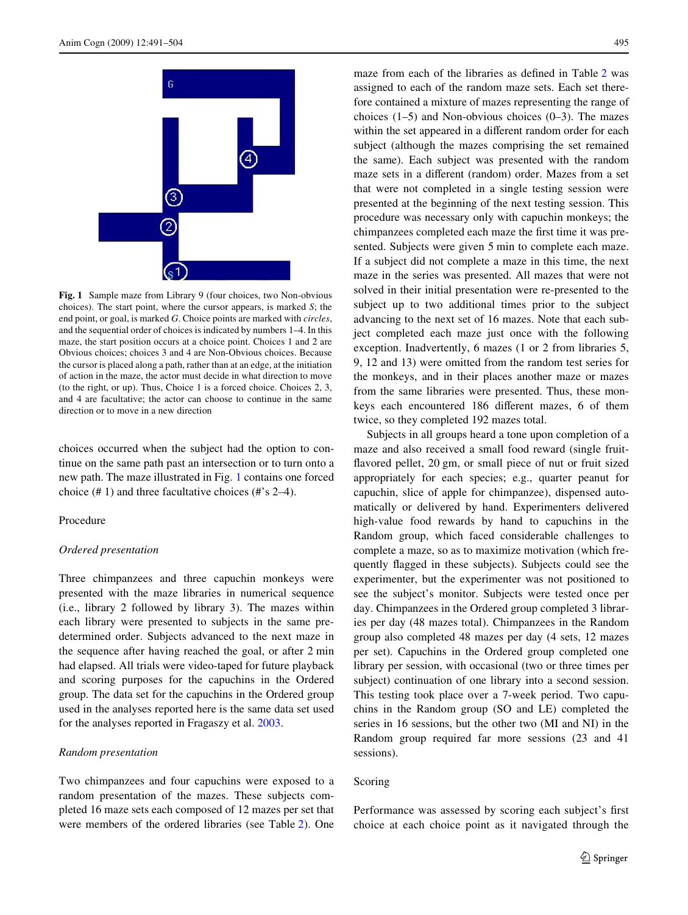**Fig. 1** Sample maze from Library 9 (four choices, two Non-obvious choices). The start point, where the cursor appears, is marked *S*; the end point, or goal, is marked *G*. Choice points are marked with *circles*, and the sequential order of choices is indicated by numbers 1–4. In this maze, the start position occurs at a choice point. Choices 1 and 2 are Obvious choices; choices 3 and 4 are Non-Obvious choices. Because the cursor is placed along a path, rather than at an edge, at the initiation of action in the maze, the actor must decide in what direction to move (to the right, or up). Thus, Choice 1 is a forced choice. Choices 2, 3, and 4 are facultative; the actor can choose to continue in the same direction or to move in a new direction

choices occurred when the subject had the option to continue on the same path past an intersection or to turn onto a new path. The maze illustrated in Fig. 1 contains one forced choice (# 1) and three facultative choices (#'s 2–4).

### Procedure

#### *Ordered presentation*

Three chimpanzees and three capuchin monkeys were presented with the maze libraries in numerical sequence (i.e., library 2 followed by library 3). The mazes within each library were presented to subjects in the same predetermined order. Subjects advanced to the next maze in the sequence after having reached the goal, or after 2 min had elapsed. All trials were video-taped for future playback and scoring purposes for the capuchins in the Ordered group. The data set for the capuchins in the Ordered group used in the analyses reported here is the same data set used for the analyses reported in Fragaszy et al. 2003.

#### *Random presentation*

Two chimpanzees and four capuchins were exposed to a random presentation of the mazes. These subjects completed 16 maze sets each composed of 12 mazes per set that were members of the ordered libraries (see Table 2). One maze from each of the libraries as defined in Table 2 was assigned to each of the random maze sets. Each set therefore contained a mixture of mazes representing the range of choices (1–5) and Non-obvious choices (0–3). The mazes within the set appeared in a different random order for each subject (although the mazes comprising the set remained the same). Each subject was presented with the random maze sets in a different (random) order. Mazes from a set that were not completed in a single testing session were presented at the beginning of the next testing session. This procedure was necessary only with capuchin monkeys; the chimpanzees completed each maze the first time it was presented. Subjects were given 5 min to complete each maze. If a subject did not complete a maze in this time, the next maze in the series was presented. All mazes that were not solved in their initial presentation were re-presented to the subject up to two additional times prior to the subject advancing to the next set of 16 mazes. Note that each subject completed each maze just once with the following exception. Inadvertently, 6 mazes (1 or 2 from libraries 5, 9, 12 and 13) were omitted from the random test series for the monkeys, and in their places another maze or mazes from the same libraries were presented. Thus, these monkeys each encountered 186 different mazes, 6 of them twice, so they completed 192 mazes total.

Subjects in all groups heard a tone upon completion of a maze and also received a small food reward (single fruit-flavored pellet, 20 gm, or small piece of nut or fruit sized appropriately for each species; e.g., quarter peanut for capuchin, slice of apple for chimpanzee), dispensed automatically or delivered by hand. Experimenters delivered high-value food rewards by hand to capuchins in the Random group, which faced considerable challenges to complete a maze, so as to maximize motivation (which frequently flagged in these subjects). Subjects could see the experimenter, but the experimenter was not positioned to see the subject's monitor. Subjects were tested once per day. Chimpanzees in the Ordered group completed 3 libraries per day (48 mazes total). Chimpanzees in the Random group also completed 48 mazes per day (4 sets, 12 mazes per set). Capuchins in the Ordered group completed one library per session, with occasional (two or three times per subject) continuation of one library into a second session. This testing took place over a 7-week period. Two capuchins in the Random group (SO and LE) completed the series in 16 sessions, but the other two (MI and NI) in the Random group required far more sessions (23 and 41 sessions).

### Scoring

Performance was assessed by scoring each subject's first choice at each choice point as it navigated through the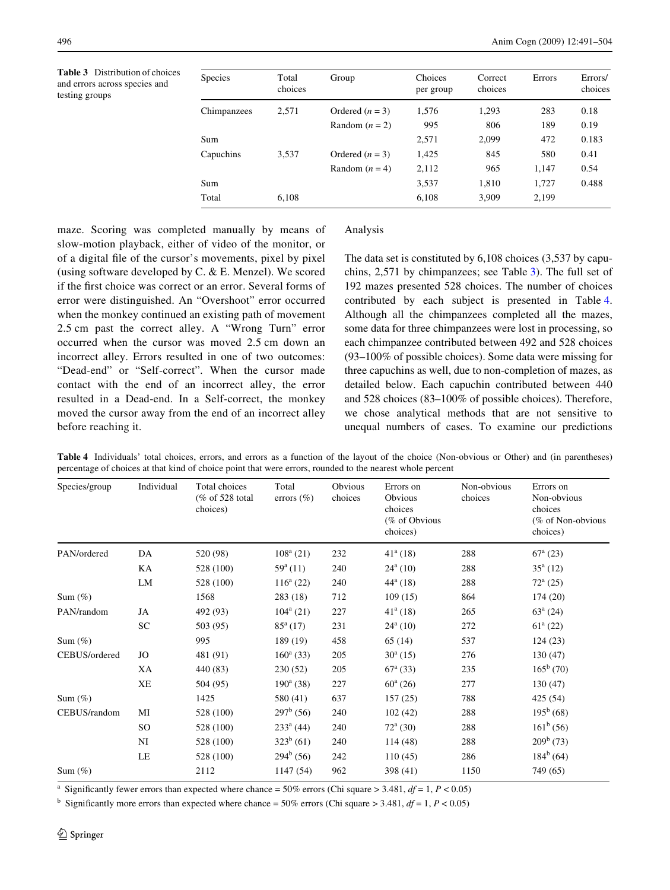**Table 3** Distribution of choices and errors across species and testing groups

| Species | Total choices | Group | Choices per group | Correct choices | Errors | Errors/choices |
|---|---|---|---|---|---|---|
| Chimpanzees | 2,571 | Ordered ($n = 3$) | 1,576 | 1,293 | 283 | 0.18 |
| | | Random ($n = 2$) | 995 | 806 | 189 | 0.19 |
| Sum | | | 2,571 | 2,099 | 472 | 0.183 |
| Capuchins | 3,537 | Ordered ($n = 3$) | 1,425 | 845 | 580 | 0.41 |
| | | Random ($n = 4$) | 2,112 | 965 | 1,147 | 0.54 |
| Sum | | | 3,537 | 1,810 | 1,727 | 0.488 |
| Total | 6,108 | | 6,108 | 3,909 | 2,199 | |

maze. Scoring was completed manually by means of slow-motion playback, either of video of the monitor, or of a digital file of the cursor's movements, pixel by pixel (using software developed by C. & E. Menzel). We scored if the first choice was correct or an error. Several forms of error were distinguished. An "Overshoot" error occurred when the monkey continued an existing path of movement 2.5 cm past the correct alley. A "Wrong Turn" error occurred when the cursor was moved 2.5 cm down an incorrect alley. Errors resulted in one of two outcomes: "Dead-end" or "Self-correct". When the cursor made contact with the end of an incorrect alley, the error resulted in a Dead-end. In a Self-correct, the monkey moved the cursor away from the end of an incorrect alley before reaching it.

## Analysis

The data set is constituted by 6,108 choices (3,537 by capuchins, 2,571 by chimpanzees; see Table 3). The full set of 192 mazes presented 528 choices. The number of choices contributed by each subject is presented in Table 4. Although all the chimpanzees completed all the mazes, some data for three chimpanzees were lost in processing, so each chimpanzee contributed between 492 and 528 choices (93–100% of possible choices). Some data were missing for three capuchins as well, due to non-completion of mazes, as detailed below. Each capuchin contributed between 440 and 528 choices (83–100% of possible choices). Therefore, we chose analytical methods that are not sensitive to unequal numbers of cases. To examine our predictions

**Table 4** Individuals' total choices, errors, and errors as a function of the layout of the choice (Non-obvious or Other) and (in parentheses) percentage of choices at that kind of choice point that were errors, rounded to the nearest whole percent

| Species/group | Individual | Total choices (% of 528 total choices) | Total errors (%) | Obvious choices | Errors on Obvious choices (% of Obvious choices) | Non-obvious choices | Errors on Non-obvious choices (% of Non-obvious choices) |
|---|---|---|---|---|---|---|---|
| PAN/ordered | DA | 520 (98) | 108[a] (21) | 232 | 41[a] (18) | 288 | 67[a] (23) |
| | KA | 528 (100) | 59[a] (11) | 240 | 24[a] (10) | 288 | 35[a] (12) |
| | LM | 528 (100) | 116[a] (22) | 240 | 44[a] (18) | 288 | 72[a] (25) |
| Sum (%) | | 1568 | 283 (18) | 712 | 109 (15) | 864 | 174 (20) |
| PAN/random | JA | 492 (93) | 104[a] (21) | 227 | 41[a] (18) | 265 | 63[a] (24) |
| | SC | 503 (95) | 85[a] (17) | 231 | 24[a] (10) | 272 | 61[a] (22) |
| Sum (%) | | 995 | 189 (19) | 458 | 65 (14) | 537 | 124 (23) |
| CEBUS/ordered | JO | 481 (91) | 160[a] (33) | 205 | 30[a] (15) | 276 | 130 (47) |
| | XA | 440 (83) | 230 (52) | 205 | 67[a] (33) | 235 | 165[b] (70) |
| | XE | 504 (95) | 190[a] (38) | 227 | 60[a] (26) | 277 | 130 (47) |
| Sum (%) | | 1425 | 580 (41) | 637 | 157 (25) | 788 | 425 (54) |
| CEBUS/random | MI | 528 (100) | 297[b] (56) | 240 | 102 (42) | 288 | 195[b] (68) |
| | SO | 528 (100) | 233[a] (44) | 240 | 72[a] (30) | 288 | 161[b] (56) |
| | NI | 528 (100) | 323[b] (61) | 240 | 114 (48) | 288 | 209[b] (73) |
| | LE | 528 (100) | 294[b] (56) | 242 | 110 (45) | 286 | 184[b] (64) |
| Sum (%) | | 2112 | 1147 (54) | 962 | 398 (41) | 1150 | 749 (65) |

[a] Significantly fewer errors than expected where chance = 50% errors (Chi square > 3.481, $df = 1$, $P < 0.05$)

[b] Significantly more errors than expected where chance = 50% errors (Chi square > 3.481, $df = 1$, $P < 0.05$)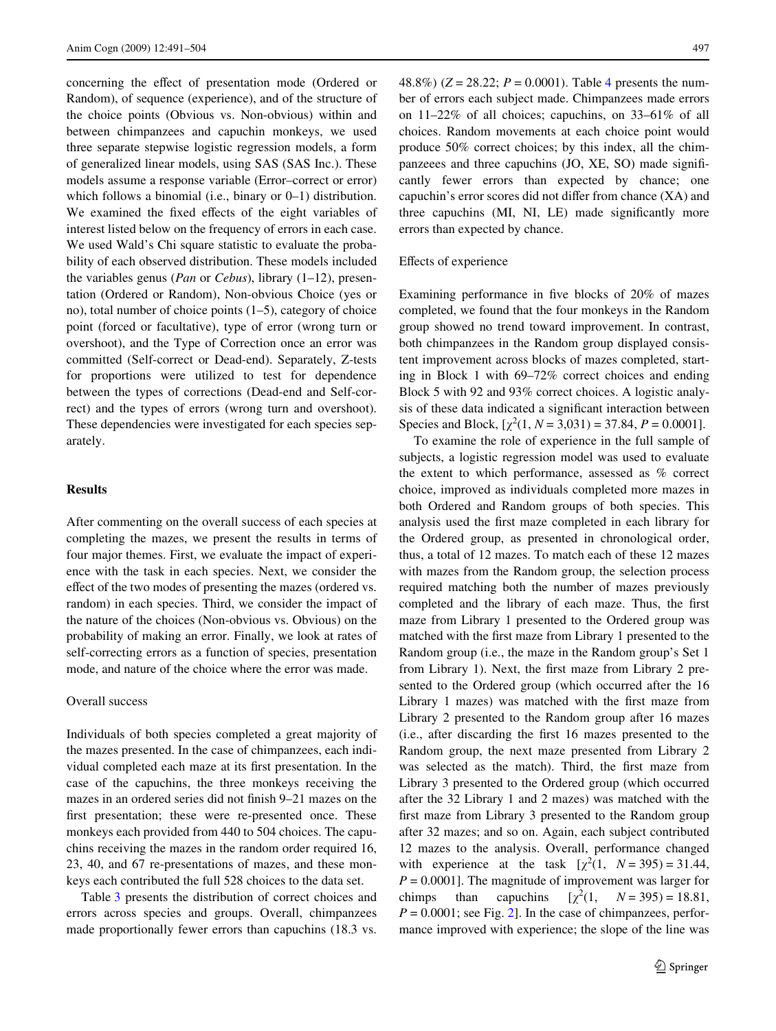concerning the effect of presentation mode (Ordered or Random), of sequence (experience), and of the structure of the choice points (Obvious vs. Non-obvious) within and between chimpanzees and capuchin monkeys, we used three separate stepwise logistic regression models, a form of generalized linear models, using SAS (SAS Inc.). These models assume a response variable (Error–correct or error) which follows a binomial (i.e., binary or 0–1) distribution. We examined the fixed effects of the eight variables of interest listed below on the frequency of errors in each case. We used Wald's Chi square statistic to evaluate the probability of each observed distribution. These models included the variables genus (*Pan* or *Cebus*), library (1–12), presentation (Ordered or Random), Non-obvious Choice (yes or no), total number of choice points (1–5), category of choice point (forced or facultative), type of error (wrong turn or overshoot), and the Type of Correction once an error was committed (Self-correct or Dead-end). Separately, Z-tests for proportions were utilized to test for dependence between the types of corrections (Dead-end and Self-correct) and the types of errors (wrong turn and overshoot). These dependencies were investigated for each species separately.

## Results

After commenting on the overall success of each species at completing the mazes, we present the results in terms of four major themes. First, we evaluate the impact of experience with the task in each species. Next, we consider the effect of the two modes of presenting the mazes (ordered vs. random) in each species. Third, we consider the impact of the nature of the choices (Non-obvious vs. Obvious) on the probability of making an error. Finally, we look at rates of self-correcting errors as a function of species, presentation mode, and nature of the choice where the error was made.

### Overall success

Individuals of both species completed a great majority of the mazes presented. In the case of chimpanzees, each individual completed each maze at its first presentation. In the case of the capuchins, the three monkeys receiving the mazes in an ordered series did not finish 9–21 mazes on the first presentation; these were re-presented once. These monkeys each provided from 440 to 504 choices. The capuchins receiving the mazes in the random order required 16, 23, 40, and 67 re-presentations of mazes, and these monkeys each contributed the full 528 choices to the data set.

Table 3 presents the distribution of correct choices and errors across species and groups. Overall, chimpanzees made proportionally fewer errors than capuchins (18.3 vs. 48.8%) ($Z = 28.22$; $P = 0.0001$). Table 4 presents the number of errors each subject made. Chimpanzees made errors on 11–22% of all choices; capuchins, on 33–61% of all choices. Random movements at each choice point would produce 50% correct choices; by this index, all the chimpanzeees and three capuchins (JO, XE, SO) made significantly fewer errors than expected by chance; one capuchin's error scores did not differ from chance (XA) and three capuchins (MI, NI, LE) made significantly more errors than expected by chance.

### Effects of experience

Examining performance in five blocks of 20% of mazes completed, we found that the four monkeys in the Random group showed no trend toward improvement. In contrast, both chimpanzees in the Random group displayed consistent improvement across blocks of mazes completed, starting in Block 1 with 69–72% correct choices and ending Block 5 with 92 and 93% correct choices. A logistic analysis of these data indicated a significant interaction between Species and Block, [$\chi^2(1, N = 3{,}031) = 37.84$, $P = 0.0001$].

To examine the role of experience in the full sample of subjects, a logistic regression model was used to evaluate the extent to which performance, assessed as % correct choice, improved as individuals completed more mazes in both Ordered and Random groups of both species. This analysis used the first maze completed in each library for the Ordered group, as presented in chronological order, thus, a total of 12 mazes. To match each of these 12 mazes with mazes from the Random group, the selection process required matching both the number of mazes previously completed and the library of each maze. Thus, the first maze from Library 1 presented to the Ordered group was matched with the first maze from Library 1 presented to the Random group (i.e., the maze in the Random group's Set 1 from Library 1). Next, the first maze from Library 2 presented to the Ordered group (which occurred after the 16 Library 1 mazes) was matched with the first maze from Library 2 presented to the Random group after 16 mazes (i.e., after discarding the first 16 mazes presented to the Random group, the next maze presented from Library 2 was selected as the match). Third, the first maze from Library 3 presented to the Ordered group (which occurred after the 32 Library 1 and 2 mazes) was matched with the first maze from Library 3 presented to the Random group after 32 mazes; and so on. Again, each subject contributed 12 mazes to the analysis. Overall, performance changed with experience at the task [$\chi^2(1, N = 395) = 31.44$, $P = 0.0001$]. The magnitude of improvement was larger for chimps than capuchins [$\chi^2(1, N = 395) = 18.81$, $P = 0.0001$; see Fig. 2]. In the case of chimpanzees, performance improved with experience; the slope of the line was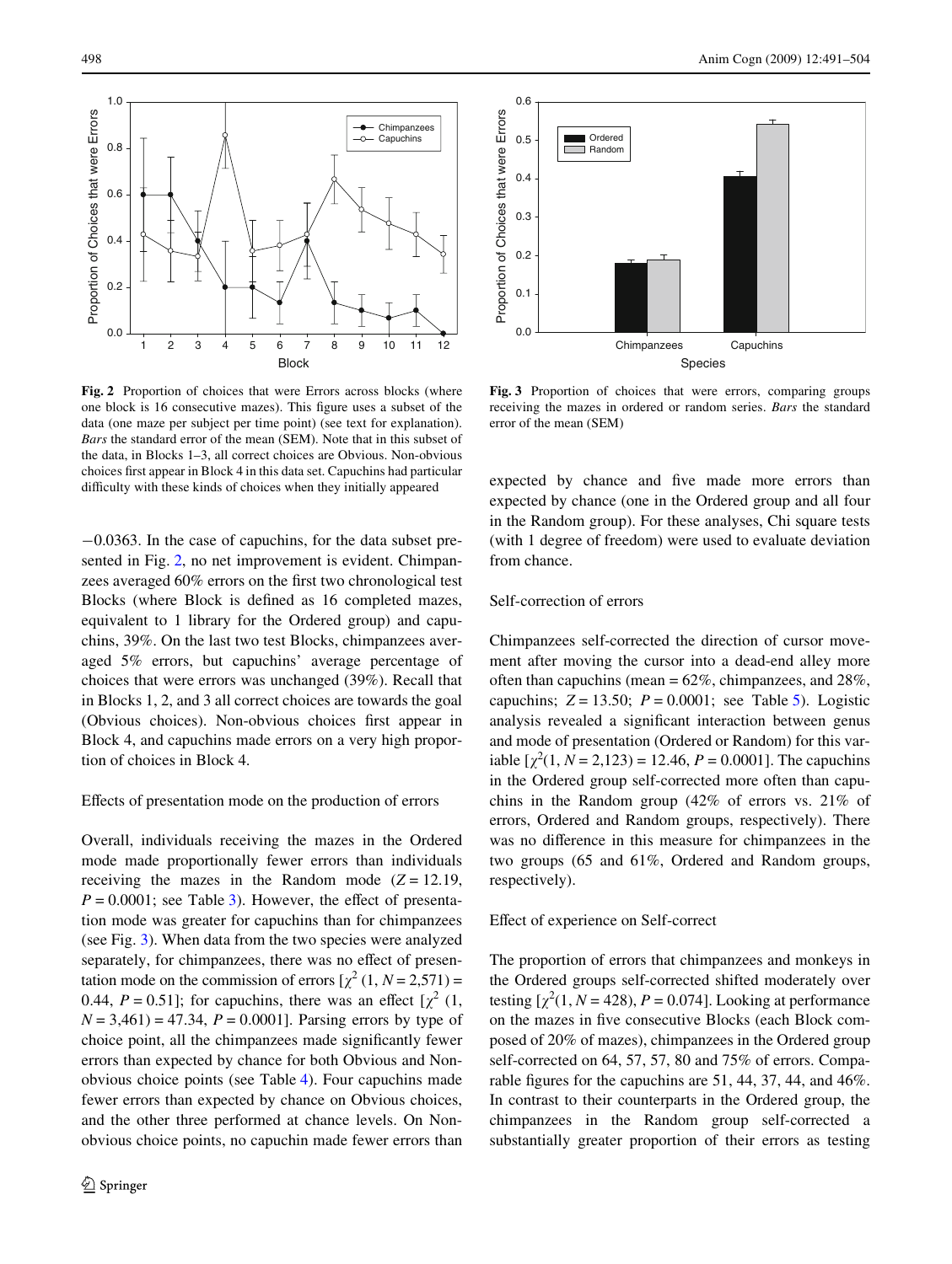**Fig. 2** Proportion of choices that were Errors across blocks (where one block is 16 consecutive mazes). This figure uses a subset of the data (one maze per subject per time point) (see text for explanation). *Bars* the standard error of the mean (SEM). Note that in this subset of the data, in Blocks 1–3, all correct choices are Obvious. Non-obvious choices first appear in Block 4 in this data set. Capuchins had particular difficulty with these kinds of choices when they initially appeared

**Fig. 3** Proportion of choices that were errors, comparing groups receiving the mazes in ordered or random series. *Bars* the standard error of the mean (SEM)

−0.0363. In the case of capuchins, for the data subset presented in Fig. 2, no net improvement is evident. Chimpanzees averaged 60% errors on the first two chronological test Blocks (where Block is defined as 16 completed mazes, equivalent to 1 library for the Ordered group) and capuchins, 39%. On the last two test Blocks, chimpanzees averaged 5% errors, but capuchins' average percentage of choices that were errors was unchanged (39%). Recall that in Blocks 1, 2, and 3 all correct choices are towards the goal (Obvious choices). Non-obvious choices first appear in Block 4, and capuchins made errors on a very high proportion of choices in Block 4.

### Effects of presentation mode on the production of errors

Overall, individuals receiving the mazes in the Ordered mode made proportionally fewer errors than individuals receiving the mazes in the Random mode ($Z = 12.19$, $P = 0.0001$; see Table 3). However, the effect of presentation mode was greater for capuchins than for chimpanzees (see Fig. 3). When data from the two species were analyzed separately, for chimpanzees, there was no effect of presentation mode on the commission of errors [$\chi^2$ (1, $N = 2{,}571$) = 0.44, $P = 0.51$]; for capuchins, there was an effect [$\chi^2$ (1, $N = 3{,}461$) = 47.34, $P = 0.0001$]. Parsing errors by type of choice point, all the chimpanzees made significantly fewer errors than expected by chance for both Obvious and Non-obvious choice points (see Table 4). Four capuchins made fewer errors than expected by chance on Obvious choices, and the other three performed at chance levels. On Non-obvious choice points, no capuchin made fewer errors than expected by chance and five made more errors than expected by chance (one in the Ordered group and all four in the Random group). For these analyses, Chi square tests (with 1 degree of freedom) were used to evaluate deviation from chance.

### Self-correction of errors

Chimpanzees self-corrected the direction of cursor movement after moving the cursor into a dead-end alley more often than capuchins (mean = 62%, chimpanzees, and 28%, capuchins; $Z = 13.50$; $P = 0.0001$; see Table 5). Logistic analysis revealed a significant interaction between genus and mode of presentation (Ordered or Random) for this variable [$\chi^2(1, N = 2{,}123) = 12.46$, $P = 0.0001$]. The capuchins in the Ordered group self-corrected more often than capuchins in the Random group (42% of errors vs. 21% of errors, Ordered and Random groups, respectively). There was no difference in this measure for chimpanzees in the two groups (65 and 61%, Ordered and Random groups, respectively).

### Effect of experience on Self-correct

The proportion of errors that chimpanzees and monkeys in the Ordered groups self-corrected shifted moderately over testing [$\chi^2(1, N = 428)$, $P = 0.074$]. Looking at performance on the mazes in five consecutive Blocks (each Block composed of 20% of mazes), chimpanzees in the Ordered group self-corrected on 64, 57, 57, 80 and 75% of errors. Comparable figures for the capuchins are 51, 44, 37, 44, and 46%. In contrast to their counterparts in the Ordered group, the chimpanzees in the Random group self-corrected a substantially greater proportion of their errors as testing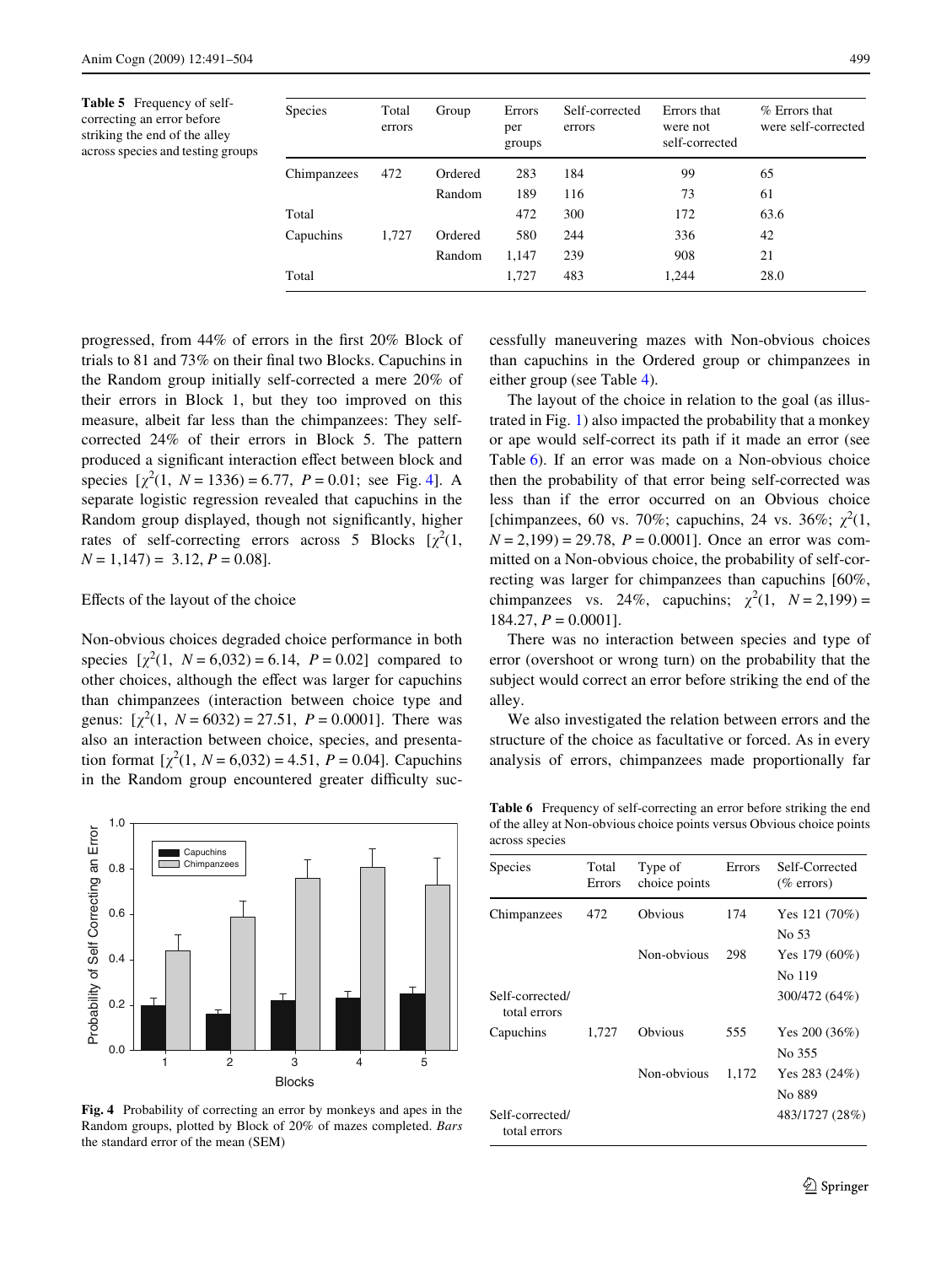**Table 5** Frequency of self-correcting an error before striking the end of the alley across species and testing groups

| Species | Total errors | Group | Errors per groups | Self-corrected errors | Errors that were not self-corrected | % Errors that were self-corrected |
|---|---|---|---|---|---|---|
| Chimpanzees | 472 | Ordered | 283 | 184 | 99 | 65 |
| | | Random | 189 | 116 | 73 | 61 |
| Total | | | 472 | 300 | 172 | 63.6 |
| Capuchins | 1,727 | Ordered | 580 | 244 | 336 | 42 |
| | | Random | 1,147 | 239 | 908 | 21 |
| Total | | | 1,727 | 483 | 1,244 | 28.0 |

progressed, from 44% of errors in the first 20% Block of trials to 81 and 73% on their final two Blocks. Capuchins in the Random group initially self-corrected a mere 20% of their errors in Block 1, but they too improved on this measure, albeit far less than the chimpanzees: They self-corrected 24% of their errors in Block 5. The pattern produced a significant interaction effect between block and species [$\chi^2(1, N = 1336) = 6.77$, $P = 0.01$; see Fig. 4]. A separate logistic regression revealed that capuchins in the Random group displayed, though not significantly, higher rates of self-correcting errors across 5 Blocks [$\chi^2(1, N = 1,147) = 3.12$, $P = 0.08$].

Effects of the layout of the choice

Non-obvious choices degraded choice performance in both species [$\chi^2(1, N = 6,032) = 6.14$, $P = 0.02$] compared to other choices, although the effect was larger for capuchins than chimpanzees (interaction between choice type and genus: [$\chi^2(1, N = 6032) = 27.51$, $P = 0.0001$]. There was also an interaction between choice, species, and presentation format [$\chi^2(1, N = 6,032) = 4.51$, $P = 0.04$]. Capuchins in the Random group encountered greater difficulty successfully maneuvering mazes with Non-obvious choices than capuchins in the Ordered group or chimpanzees in either group (see Table 4).

The layout of the choice in relation to the goal (as illustrated in Fig. 1) also impacted the probability that a monkey or ape would self-correct its path if it made an error (see Table 6). If an error was made on a Non-obvious choice then the probability of that error being self-corrected was less than if the error occurred on an Obvious choice [chimpanzees, 60 vs. 70%; capuchins, 24 vs. 36%; $\chi^2(1, N = 2,199) = 29.78$, $P = 0.0001$]. Once an error was committed on a Non-obvious choice, the probability of self-correcting was larger for chimpanzees than capuchins [60%, chimpanzees vs. 24%, capuchins; $\chi^2(1, N = 2,199) = 184.27$, $P = 0.0001$].

There was no interaction between species and type of error (overshoot or wrong turn) on the probability that the subject would correct an error before striking the end of the alley.

We also investigated the relation between errors and the structure of the choice as facultative or forced. As in every analysis of errors, chimpanzees made proportionally far

**Fig. 4** Probability of correcting an error by monkeys and apes in the Random groups, plotted by Block of 20% of mazes completed. *Bars* the standard error of the mean (SEM)

**Table 6** Frequency of self-correcting an error before striking the end of the alley at Non-obvious choice points versus Obvious choice points across species

| Species | Total Errors | Type of choice points | Errors | Self-Corrected (% errors) |
|---|---|---|---|---|
| Chimpanzees | 472 | Obvious | 174 | Yes 121 (70%) |
| | | | | No 53 |
| | | Non-obvious | 298 | Yes 179 (60%) |
| | | | | No 119 |
| Self-corrected/ total errors | | | | 300/472 (64%) |
| Capuchins | 1,727 | Obvious | 555 | Yes 200 (36%) |
| | | | | No 355 |
| | | Non-obvious | 1,172 | Yes 283 (24%) |
| | | | | No 889 |
| Self-corrected/ total errors | | | | 483/1727 (28%) |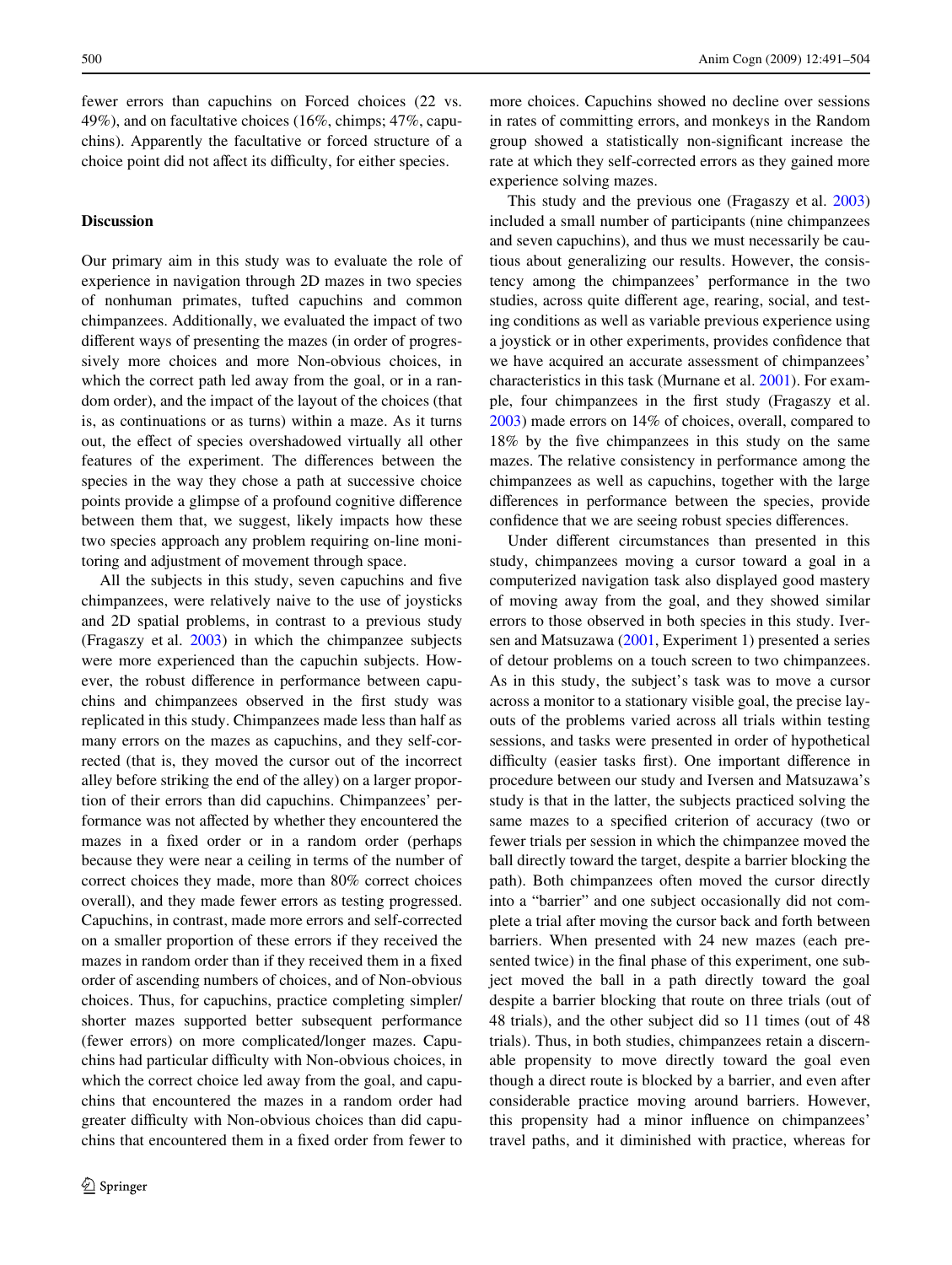fewer errors than capuchins on Forced choices (22 vs. 49%), and on facultative choices (16%, chimps; 47%, capuchins). Apparently the facultative or forced structure of a choice point did not affect its difficulty, for either species.

## Discussion

Our primary aim in this study was to evaluate the role of experience in navigation through 2D mazes in two species of nonhuman primates, tufted capuchins and common chimpanzees. Additionally, we evaluated the impact of two different ways of presenting the mazes (in order of progressively more choices and more Non-obvious choices, in which the correct path led away from the goal, or in a random order), and the impact of the layout of the choices (that is, as continuations or as turns) within a maze. As it turns out, the effect of species overshadowed virtually all other features of the experiment. The differences between the species in the way they chose a path at successive choice points provide a glimpse of a profound cognitive difference between them that, we suggest, likely impacts how these two species approach any problem requiring on-line monitoring and adjustment of movement through space.

All the subjects in this study, seven capuchins and five chimpanzees, were relatively naive to the use of joysticks and 2D spatial problems, in contrast to a previous study (Fragaszy et al. 2003) in which the chimpanzee subjects were more experienced than the capuchin subjects. However, the robust difference in performance between capuchins and chimpanzees observed in the first study was replicated in this study. Chimpanzees made less than half as many errors on the mazes as capuchins, and they self-corrected (that is, they moved the cursor out of the incorrect alley before striking the end of the alley) on a larger proportion of their errors than did capuchins. Chimpanzees' performance was not affected by whether they encountered the mazes in a fixed order or in a random order (perhaps because they were near a ceiling in terms of the number of correct choices they made, more than 80% correct choices overall), and they made fewer errors as testing progressed. Capuchins, in contrast, made more errors and self-corrected on a smaller proportion of these errors if they received the mazes in random order than if they received them in a fixed order of ascending numbers of choices, and of Non-obvious choices. Thus, for capuchins, practice completing simpler/shorter mazes supported better subsequent performance (fewer errors) on more complicated/longer mazes. Capuchins had particular difficulty with Non-obvious choices, in which the correct choice led away from the goal, and capuchins that encountered the mazes in a random order had greater difficulty with Non-obvious choices than did capuchins that encountered them in a fixed order from fewer to more choices. Capuchins showed no decline over sessions in rates of committing errors, and monkeys in the Random group showed a statistically non-significant increase the rate at which they self-corrected errors as they gained more experience solving mazes.

This study and the previous one (Fragaszy et al. 2003) included a small number of participants (nine chimpanzees and seven capuchins), and thus we must necessarily be cautious about generalizing our results. However, the consistency among the chimpanzees' performance in the two studies, across quite different age, rearing, social, and testing conditions as well as variable previous experience using a joystick or in other experiments, provides confidence that we have acquired an accurate assessment of chimpanzees' characteristics in this task (Murnane et al. 2001). For example, four chimpanzees in the first study (Fragaszy et al. 2003) made errors on 14% of choices, overall, compared to 18% by the five chimpanzees in this study on the same mazes. The relative consistency in performance among the chimpanzees as well as capuchins, together with the large differences in performance between the species, provide confidence that we are seeing robust species differences.

Under different circumstances than presented in this study, chimpanzees moving a cursor toward a goal in a computerized navigation task also displayed good mastery of moving away from the goal, and they showed similar errors to those observed in both species in this study. Iversen and Matsuzawa (2001, Experiment 1) presented a series of detour problems on a touch screen to two chimpanzees. As in this study, the subject's task was to move a cursor across a monitor to a stationary visible goal, the precise layouts of the problems varied across all trials within testing sessions, and tasks were presented in order of hypothetical difficulty (easier tasks first). One important difference in procedure between our study and Iversen and Matsuzawa's study is that in the latter, the subjects practiced solving the same mazes to a specified criterion of accuracy (two or fewer trials per session in which the chimpanzee moved the ball directly toward the target, despite a barrier blocking the path). Both chimpanzees often moved the cursor directly into a "barrier" and one subject occasionally did not complete a trial after moving the cursor back and forth between barriers. When presented with 24 new mazes (each presented twice) in the final phase of this experiment, one subject moved the ball in a path directly toward the goal despite a barrier blocking that route on three trials (out of 48 trials), and the other subject did so 11 times (out of 48 trials). Thus, in both studies, chimpanzees retain a discernable propensity to move directly toward the goal even though a direct route is blocked by a barrier, and even after considerable practice moving around barriers. However, this propensity had a minor influence on chimpanzees' travel paths, and it diminished with practice, whereas for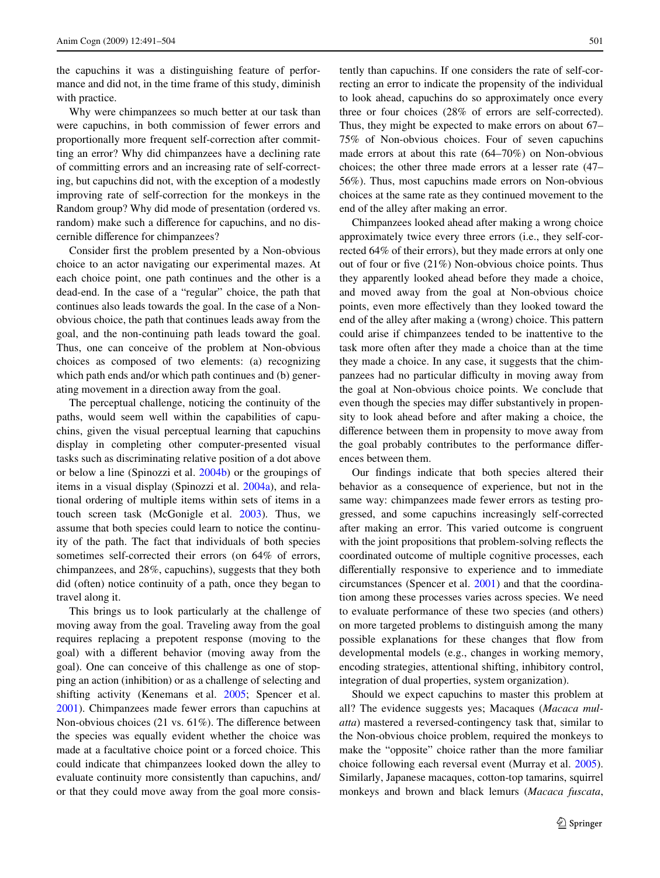the capuchins it was a distinguishing feature of performance and did not, in the time frame of this study, diminish with practice.

Why were chimpanzees so much better at our task than were capuchins, in both commission of fewer errors and proportionally more frequent self-correction after committing an error? Why did chimpanzees have a declining rate of committing errors and an increasing rate of self-correcting, but capuchins did not, with the exception of a modestly improving rate of self-correction for the monkeys in the Random group? Why did mode of presentation (ordered vs. random) make such a difference for capuchins, and no discernible difference for chimpanzees?

Consider first the problem presented by a Non-obvious choice to an actor navigating our experimental mazes. At each choice point, one path continues and the other is a dead-end. In the case of a "regular" choice, the path that continues also leads towards the goal. In the case of a Non-obvious choice, the path that continues leads away from the goal, and the non-continuing path leads toward the goal. Thus, one can conceive of the problem at Non-obvious choices as composed of two elements: (a) recognizing which path ends and/or which path continues and (b) generating movement in a direction away from the goal.

The perceptual challenge, noticing the continuity of the paths, would seem well within the capabilities of capuchins, given the visual perceptual learning that capuchins display in completing other computer-presented visual tasks such as discriminating relative position of a dot above or below a line (Spinozzi et al. 2004b) or the groupings of items in a visual display (Spinozzi et al. 2004a), and relational ordering of multiple items within sets of items in a touch screen task (McGonigle et al. 2003). Thus, we assume that both species could learn to notice the continuity of the path. The fact that individuals of both species sometimes self-corrected their errors (on 64% of errors, chimpanzees, and 28%, capuchins), suggests that they both did (often) notice continuity of a path, once they began to travel along it.

This brings us to look particularly at the challenge of moving away from the goal. Traveling away from the goal requires replacing a prepotent response (moving to the goal) with a different behavior (moving away from the goal). One can conceive of this challenge as one of stopping an action (inhibition) or as a challenge of selecting and shifting activity (Kenemans et al. 2005; Spencer et al. 2001). Chimpanzees made fewer errors than capuchins at Non-obvious choices (21 vs. 61%). The difference between the species was equally evident whether the choice was made at a facultative choice point or a forced choice. This could indicate that chimpanzees looked down the alley to evaluate continuity more consistently than capuchins, and/or that they could move away from the goal more consistently than capuchins. If one considers the rate of self-correcting an error to indicate the propensity of the individual to look ahead, capuchins do so approximately once every three or four choices (28% of errors are self-corrected). Thus, they might be expected to make errors on about 67–75% of Non-obvious choices. Four of seven capuchins made errors at about this rate (64–70%) on Non-obvious choices; the other three made errors at a lesser rate (47–56%). Thus, most capuchins made errors on Non-obvious choices at the same rate as they continued movement to the end of the alley after making an error.

Chimpanzees looked ahead after making a wrong choice approximately twice every three errors (i.e., they self-corrected 64% of their errors), but they made errors at only one out of four or five (21%) Non-obvious choice points. Thus they apparently looked ahead before they made a choice, and moved away from the goal at Non-obvious choice points, even more effectively than they looked toward the end of the alley after making a (wrong) choice. This pattern could arise if chimpanzees tended to be inattentive to the task more often after they made a choice than at the time they made a choice. In any case, it suggests that the chimpanzees had no particular difficulty in moving away from the goal at Non-obvious choice points. We conclude that even though the species may differ substantively in propensity to look ahead before and after making a choice, the difference between them in propensity to move away from the goal probably contributes to the performance differences between them.

Our findings indicate that both species altered their behavior as a consequence of experience, but not in the same way: chimpanzees made fewer errors as testing progressed, and some capuchins increasingly self-corrected after making an error. This varied outcome is congruent with the joint propositions that problem-solving reflects the coordinated outcome of multiple cognitive processes, each differentially responsive to experience and to immediate circumstances (Spencer et al. 2001) and that the coordination among these processes varies across species. We need to evaluate performance of these two species (and others) on more targeted problems to distinguish among the many possible explanations for these changes that flow from developmental models (e.g., changes in working memory, encoding strategies, attentional shifting, inhibitory control, integration of dual properties, system organization).

Should we expect capuchins to master this problem at all? The evidence suggests yes; Macaques (*Macaca mulatta*) mastered a reversed-contingency task that, similar to the Non-obvious choice problem, required the monkeys to make the "opposite" choice rather than the more familiar choice following each reversal event (Murray et al. 2005). Similarly, Japanese macaques, cotton-top tamarins, squirrel monkeys and brown and black lemurs (*Macaca fuscata*,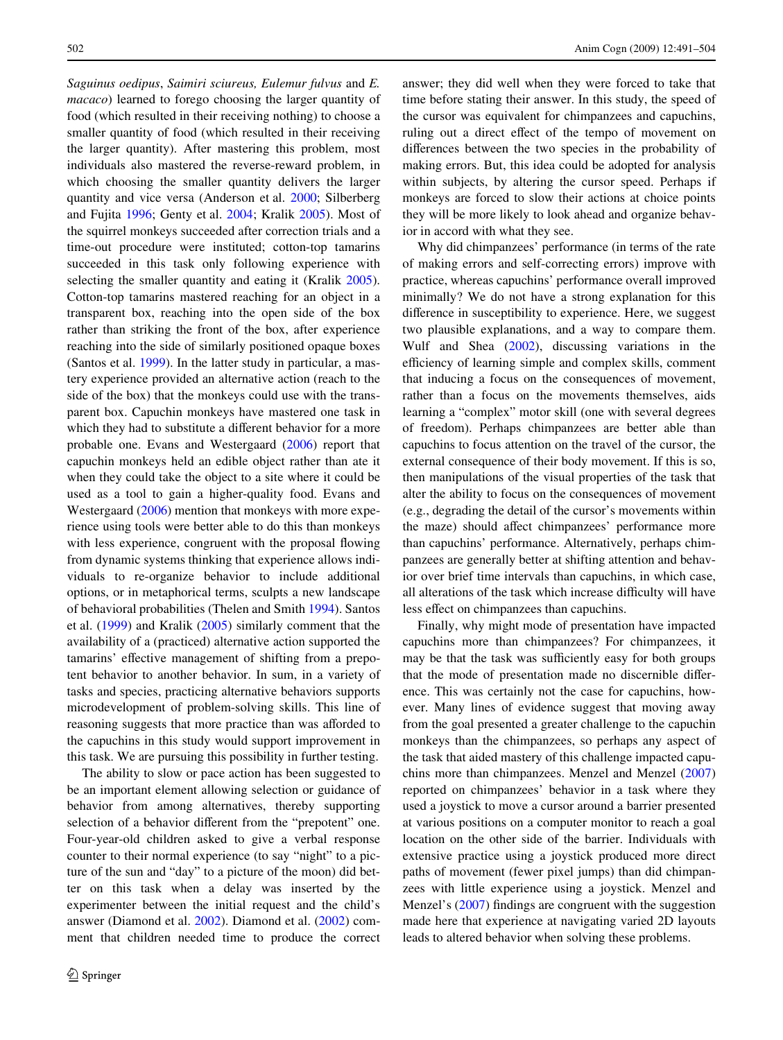*Saguinus oedipus*, *Saimiri sciureus, Eulemur fulvus* and *E. macaco*) learned to forego choosing the larger quantity of food (which resulted in their receiving nothing) to choose a smaller quantity of food (which resulted in their receiving the larger quantity). After mastering this problem, most individuals also mastered the reverse-reward problem, in which choosing the smaller quantity delivers the larger quantity and vice versa (Anderson et al. 2000; Silberberg and Fujita 1996; Genty et al. 2004; Kralik 2005). Most of the squirrel monkeys succeeded after correction trials and a time-out procedure were instituted; cotton-top tamarins succeeded in this task only following experience with selecting the smaller quantity and eating it (Kralik 2005). Cotton-top tamarins mastered reaching for an object in a transparent box, reaching into the open side of the box rather than striking the front of the box, after experience reaching into the side of similarly positioned opaque boxes (Santos et al. 1999). In the latter study in particular, a mastery experience provided an alternative action (reach to the side of the box) that the monkeys could use with the transparent box. Capuchin monkeys have mastered one task in which they had to substitute a different behavior for a more probable one. Evans and Westergaard (2006) report that capuchin monkeys held an edible object rather than ate it when they could take the object to a site where it could be used as a tool to gain a higher-quality food. Evans and Westergaard (2006) mention that monkeys with more experience using tools were better able to do this than monkeys with less experience, congruent with the proposal flowing from dynamic systems thinking that experience allows individuals to re-organize behavior to include additional options, or in metaphorical terms, sculpts a new landscape of behavioral probabilities (Thelen and Smith 1994). Santos et al. (1999) and Kralik (2005) similarly comment that the availability of a (practiced) alternative action supported the tamarins' effective management of shifting from a prepotent behavior to another behavior. In sum, in a variety of tasks and species, practicing alternative behaviors supports microdevelopment of problem-solving skills. This line of reasoning suggests that more practice than was afforded to the capuchins in this study would support improvement in this task. We are pursuing this possibility in further testing.

The ability to slow or pace action has been suggested to be an important element allowing selection or guidance of behavior from among alternatives, thereby supporting selection of a behavior different from the "prepotent" one. Four-year-old children asked to give a verbal response counter to their normal experience (to say "night" to a picture of the sun and "day" to a picture of the moon) did better on this task when a delay was inserted by the experimenter between the initial request and the child's answer (Diamond et al. 2002). Diamond et al. (2002) comment that children needed time to produce the correct answer; they did well when they were forced to take that time before stating their answer. In this study, the speed of the cursor was equivalent for chimpanzees and capuchins, ruling out a direct effect of the tempo of movement on differences between the two species in the probability of making errors. But, this idea could be adopted for analysis within subjects, by altering the cursor speed. Perhaps if monkeys are forced to slow their actions at choice points they will be more likely to look ahead and organize behavior in accord with what they see.

Why did chimpanzees' performance (in terms of the rate of making errors and self-correcting errors) improve with practice, whereas capuchins' performance overall improved minimally? We do not have a strong explanation for this difference in susceptibility to experience. Here, we suggest two plausible explanations, and a way to compare them. Wulf and Shea (2002), discussing variations in the efficiency of learning simple and complex skills, comment that inducing a focus on the consequences of movement, rather than a focus on the movements themselves, aids learning a "complex" motor skill (one with several degrees of freedom). Perhaps chimpanzees are better able than capuchins to focus attention on the travel of the cursor, the external consequence of their body movement. If this is so, then manipulations of the visual properties of the task that alter the ability to focus on the consequences of movement (e.g., degrading the detail of the cursor's movements within the maze) should affect chimpanzees' performance more than capuchins' performance. Alternatively, perhaps chimpanzees are generally better at shifting attention and behavior over brief time intervals than capuchins, in which case, all alterations of the task which increase difficulty will have less effect on chimpanzees than capuchins.

Finally, why might mode of presentation have impacted capuchins more than chimpanzees? For chimpanzees, it may be that the task was sufficiently easy for both groups that the mode of presentation made no discernible difference. This was certainly not the case for capuchins, however. Many lines of evidence suggest that moving away from the goal presented a greater challenge to the capuchin monkeys than the chimpanzees, so perhaps any aspect of the task that aided mastery of this challenge impacted capuchins more than chimpanzees. Menzel and Menzel (2007) reported on chimpanzees' behavior in a task where they used a joystick to move a cursor around a barrier presented at various positions on a computer monitor to reach a goal location on the other side of the barrier. Individuals with extensive practice using a joystick produced more direct paths of movement (fewer pixel jumps) than did chimpanzees with little experience using a joystick. Menzel and Menzel's (2007) findings are congruent with the suggestion made here that experience at navigating varied 2D layouts leads to altered behavior when solving these problems.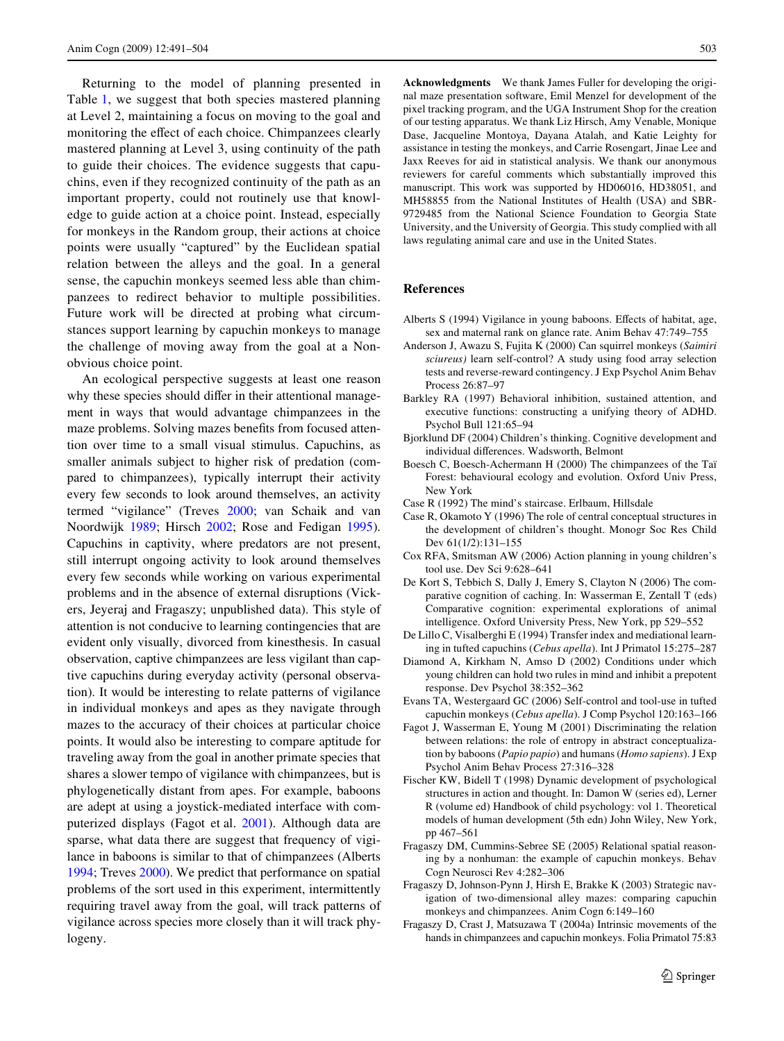Returning to the model of planning presented in Table 1, we suggest that both species mastered planning at Level 2, maintaining a focus on moving to the goal and monitoring the effect of each choice. Chimpanzees clearly mastered planning at Level 3, using continuity of the path to guide their choices. The evidence suggests that capuchins, even if they recognized continuity of the path as an important property, could not routinely use that knowledge to guide action at a choice point. Instead, especially for monkeys in the Random group, their actions at choice points were usually "captured" by the Euclidean spatial relation between the alleys and the goal. In a general sense, the capuchin monkeys seemed less able than chimpanzees to redirect behavior to multiple possibilities. Future work will be directed at probing what circumstances support learning by capuchin monkeys to manage the challenge of moving away from the goal at a Non-obvious choice point.

An ecological perspective suggests at least one reason why these species should differ in their attentional management in ways that would advantage chimpanzees in the maze problems. Solving mazes benefits from focused attention over time to a small visual stimulus. Capuchins, as smaller animals subject to higher risk of predation (compared to chimpanzees), typically interrupt their activity every few seconds to look around themselves, an activity termed "vigilance" (Treves 2000; van Schaik and van Noordwijk 1989; Hirsch 2002; Rose and Fedigan 1995). Capuchins in captivity, where predators are not present, still interrupt ongoing activity to look around themselves every few seconds while working on various experimental problems and in the absence of external disruptions (Vickers, Jeyeraj and Fragaszy; unpublished data). This style of attention is not conducive to learning contingencies that are evident only visually, divorced from kinesthesis. In casual observation, captive chimpanzees are less vigilant than captive capuchins during everyday activity (personal observation). It would be interesting to relate patterns of vigilance in individual monkeys and apes as they navigate through mazes to the accuracy of their choices at particular choice points. It would also be interesting to compare aptitude for traveling away from the goal in another primate species that shares a slower tempo of vigilance with chimpanzees, but is phylogenetically distant from apes. For example, baboons are adept at using a joystick-mediated interface with computerized displays (Fagot et al. 2001). Although data are sparse, what data there are suggest that frequency of vigilance in baboons is similar to that of chimpanzees (Alberts 1994; Treves 2000). We predict that performance on spatial problems of the sort used in this experiment, intermittently requiring travel away from the goal, will track patterns of vigilance across species more closely than it will track phylogeny.

**Acknowledgments** We thank James Fuller for developing the original maze presentation software, Emil Menzel for development of the pixel tracking program, and the UGA Instrument Shop for the creation of our testing apparatus. We thank Liz Hirsch, Amy Venable, Monique Dase, Jacqueline Montoya, Dayana Atalah, and Katie Leighty for assistance in testing the monkeys, and Carrie Rosengart, Jinae Lee and Jaxx Reeves for aid in statistical analysis. We thank our anonymous reviewers for careful comments which substantially improved this manuscript. This work was supported by HD06016, HD38051, and MH58855 from the National Institutes of Health (USA) and SBR-9729485 from the National Science Foundation to Georgia State University, and the University of Georgia. This study complied with all laws regulating animal care and use in the United States.

## References

Alberts S (1994) Vigilance in young baboons. Effects of habitat, age, sex and maternal rank on glance rate. Anim Behav 47:749–755

Anderson J, Awazu S, Fujita K (2000) Can squirrel monkeys (*Saimiri sciureus)* learn self-control? A study using food array selection tests and reverse-reward contingency. J Exp Psychol Anim Behav Process 26:87–97

Barkley RA (1997) Behavioral inhibition, sustained attention, and executive functions: constructing a unifying theory of ADHD. Psychol Bull 121:65–94

Bjorklund DF (2004) Children's thinking. Cognitive development and individual differences. Wadsworth, Belmont

Boesch C, Boesch-Achermann H (2000) The chimpanzees of the Taï Forest: behavioural ecology and evolution. Oxford Univ Press, New York

Case R (1992) The mind's staircase. Erlbaum, Hillsdale

Case R, Okamoto Y (1996) The role of central conceptual structures in the development of children's thought. Monogr Soc Res Child Dev 61(1/2):131–155

Cox RFA, Smitsman AW (2006) Action planning in young children's tool use. Dev Sci 9:628–641

De Kort S, Tebbich S, Dally J, Emery S, Clayton N (2006) The comparative cognition of caching. In: Wasserman E, Zentall T (eds) Comparative cognition: experimental explorations of animal intelligence. Oxford University Press, New York, pp 529–552

De Lillo C, Visalberghi E (1994) Transfer index and mediational learning in tufted capuchins (*Cebus apella*). Int J Primatol 15:275–287

Diamond A, Kirkham N, Amso D (2002) Conditions under which young children can hold two rules in mind and inhibit a prepotent response. Dev Psychol 38:352–362

Evans TA, Westergaard GC (2006) Self-control and tool-use in tufted capuchin monkeys (*Cebus apella*). J Comp Psychol 120:163–166

Fagot J, Wasserman E, Young M (2001) Discriminating the relation between relations: the role of entropy in abstract conceptualization by baboons (*Papio papio*) and humans (*Homo sapiens*). J Exp Psychol Anim Behav Process 27:316–328

Fischer KW, Bidell T (1998) Dynamic development of psychological structures in action and thought. In: Damon W (series ed), Lerner R (volume ed) Handbook of child psychology: vol 1. Theoretical models of human development (5th edn) John Wiley, New York, pp 467–561

Fragaszy DM, Cummins-Sebree SE (2005) Relational spatial reasoning by a nonhuman: the example of capuchin monkeys. Behav Cogn Neurosci Rev 4:282–306

Fragaszy D, Johnson-Pynn J, Hirsh E, Brakke K (2003) Strategic navigation of two-dimensional alley mazes: comparing capuchin monkeys and chimpanzees. Anim Cogn 6:149–160

Fragaszy D, Crast J, Matsuzawa T (2004a) Intrinsic movements of the hands in chimpanzees and capuchin monkeys. Folia Primatol 75:83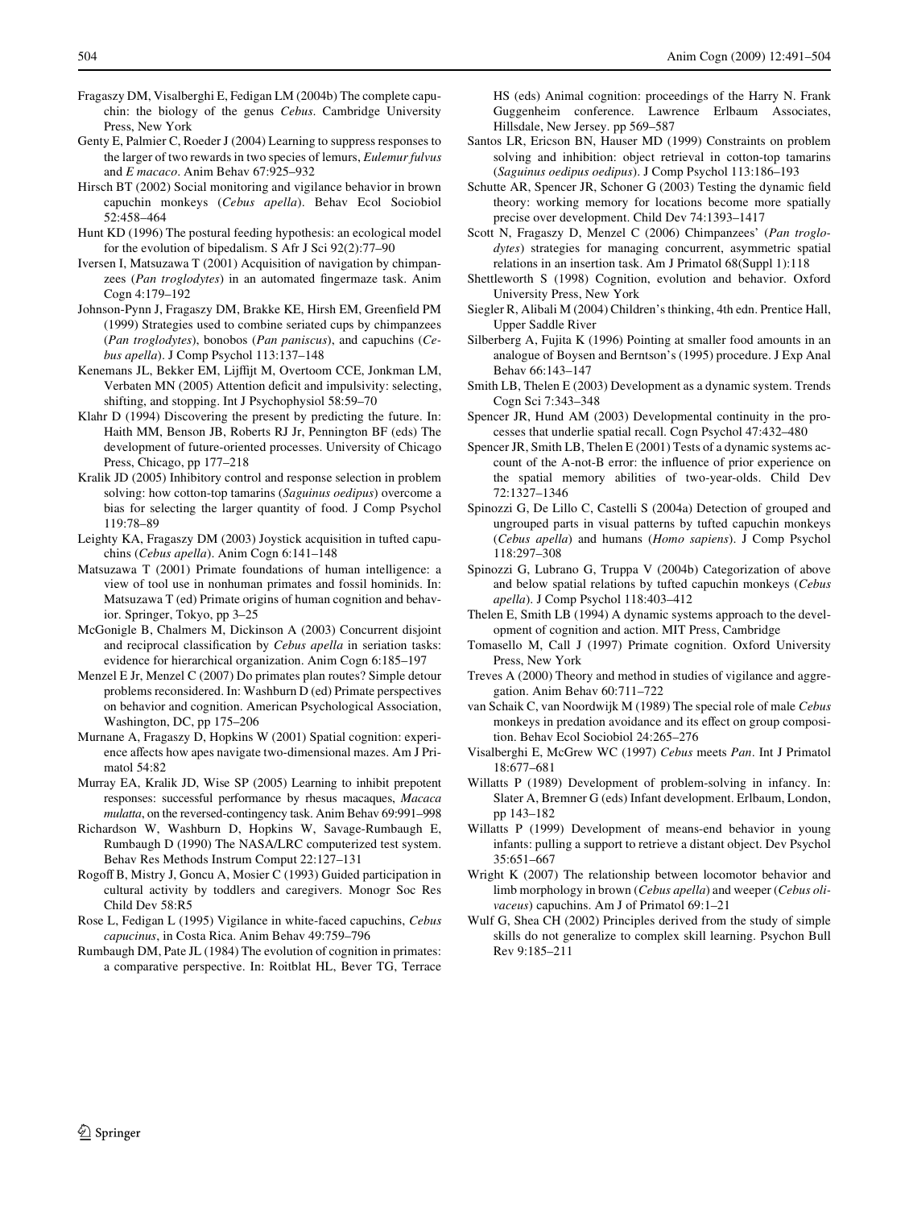Fragaszy DM, Visalberghi E, Fedigan LM (2004b) The complete capuchin: the biology of the genus *Cebus*. Cambridge University Press, New York

Genty E, Palmier C, Roeder J (2004) Learning to suppress responses to the larger of two rewards in two species of lemurs, *Eulemur fulvus* and *E macaco*. Anim Behav 67:925–932

Hirsch BT (2002) Social monitoring and vigilance behavior in brown capuchin monkeys (*Cebus apella*). Behav Ecol Sociobiol 52:458–464

Hunt KD (1996) The postural feeding hypothesis: an ecological model for the evolution of bipedalism. S Afr J Sci 92(2):77–90

Iversen I, Matsuzawa T (2001) Acquisition of navigation by chimpanzees (*Pan troglodytes*) in an automated fingermaze task. Anim Cogn 4:179–192

Johnson-Pynn J, Fragaszy DM, Brakke KE, Hirsh EM, Greenfield PM (1999) Strategies used to combine seriated cups by chimpanzees (*Pan troglodytes*), bonobos (*Pan paniscus*), and capuchins (*Cebus apella*). J Comp Psychol 113:137–148

Kenemans JL, Bekker EM, Lijffijt M, Overtoom CCE, Jonkman LM, Verbaten MN (2005) Attention deficit and impulsivity: selecting, shifting, and stopping. Int J Psychophysiol 58:59–70

Klahr D (1994) Discovering the present by predicting the future. In: Haith MM, Benson JB, Roberts RJ Jr, Pennington BF (eds) The development of future-oriented processes. University of Chicago Press, Chicago, pp 177–218

Kralik JD (2005) Inhibitory control and response selection in problem solving: how cotton-top tamarins (*Saguinus oedipus*) overcome a bias for selecting the larger quantity of food. J Comp Psychol 119:78–89

Leighty KA, Fragaszy DM (2003) Joystick acquisition in tufted capuchins (*Cebus apella*). Anim Cogn 6:141–148

Matsuzawa T (2001) Primate foundations of human intelligence: a view of tool use in nonhuman primates and fossil hominids. In: Matsuzawa T (ed) Primate origins of human cognition and behavior. Springer, Tokyo, pp 3–25

McGonigle B, Chalmers M, Dickinson A (2003) Concurrent disjoint and reciprocal classification by *Cebus apella* in seriation tasks: evidence for hierarchical organization. Anim Cogn 6:185–197

Menzel E Jr, Menzel C (2007) Do primates plan routes? Simple detour problems reconsidered. In: Washburn D (ed) Primate perspectives on behavior and cognition. American Psychological Association, Washington, DC, pp 175–206

Murnane A, Fragaszy D, Hopkins W (2001) Spatial cognition: experience affects how apes navigate two-dimensional mazes. Am J Primatol 54:82

Murray EA, Kralik JD, Wise SP (2005) Learning to inhibit prepotent responses: successful performance by rhesus macaques, *Macaca mulatta*, on the reversed-contingency task. Anim Behav 69:991–998

Richardson W, Washburn D, Hopkins W, Savage-Rumbaugh E, Rumbaugh D (1990) The NASA/LRC computerized test system. Behav Res Methods Instrum Comput 22:127–131

Rogoff B, Mistry J, Goncu A, Mosier C (1993) Guided participation in cultural activity by toddlers and caregivers. Monogr Soc Res Child Dev 58:R5

Rose L, Fedigan L (1995) Vigilance in white-faced capuchins, *Cebus capucinus*, in Costa Rica. Anim Behav 49:759–796

Rumbaugh DM, Pate JL (1984) The evolution of cognition in primates: a comparative perspective. In: Roitblat HL, Bever TG, Terrace HS (eds) Animal cognition: proceedings of the Harry N. Frank Guggenheim conference. Lawrence Erlbaum Associates, Hillsdale, New Jersey. pp 569–587

Santos LR, Ericson BN, Hauser MD (1999) Constraints on problem solving and inhibition: object retrieval in cotton-top tamarins (*Saguinus oedipus oedipus*). J Comp Psychol 113:186–193

Schutte AR, Spencer JR, Schoner G (2003) Testing the dynamic field theory: working memory for locations become more spatially precise over development. Child Dev 74:1393–1417

Scott N, Fragaszy D, Menzel C (2006) Chimpanzees' (*Pan troglodytes*) strategies for managing concurrent, asymmetric spatial relations in an insertion task. Am J Primatol 68(Suppl 1):118

Shettleworth S (1998) Cognition, evolution and behavior. Oxford University Press, New York

Siegler R, Alibali M (2004) Children's thinking, 4th edn. Prentice Hall, Upper Saddle River

Silberberg A, Fujita K (1996) Pointing at smaller food amounts in an analogue of Boysen and Berntson's (1995) procedure. J Exp Anal Behav 66:143–147

Smith LB, Thelen E (2003) Development as a dynamic system. Trends Cogn Sci 7:343–348

Spencer JR, Hund AM (2003) Developmental continuity in the processes that underlie spatial recall. Cogn Psychol 47:432–480

Spencer JR, Smith LB, Thelen E (2001) Tests of a dynamic systems account of the A-not-B error: the influence of prior experience on the spatial memory abilities of two-year-olds. Child Dev 72:1327–1346

Spinozzi G, De Lillo C, Castelli S (2004a) Detection of grouped and ungrouped parts in visual patterns by tufted capuchin monkeys (*Cebus apella*) and humans (*Homo sapiens*). J Comp Psychol 118:297–308

Spinozzi G, Lubrano G, Truppa V (2004b) Categorization of above and below spatial relations by tufted capuchin monkeys (*Cebus apella*). J Comp Psychol 118:403–412

Thelen E, Smith LB (1994) A dynamic systems approach to the development of cognition and action. MIT Press, Cambridge

Tomasello M, Call J (1997) Primate cognition. Oxford University Press, New York

Treves A (2000) Theory and method in studies of vigilance and aggregation. Anim Behav 60:711–722

van Schaik C, van Noordwijk M (1989) The special role of male *Cebus* monkeys in predation avoidance and its effect on group composition. Behav Ecol Sociobiol 24:265–276

Visalberghi E, McGrew WC (1997) *Cebus* meets *Pan*. Int J Primatol 18:677–681

Willatts P (1989) Development of problem-solving in infancy. In: Slater A, Bremner G (eds) Infant development. Erlbaum, London, pp 143–182

Willatts P (1999) Development of means-end behavior in young infants: pulling a support to retrieve a distant object. Dev Psychol 35:651–667

Wright K (2007) The relationship between locomotor behavior and limb morphology in brown (*Cebus apella*) and weeper (*Cebus olivaceus*) capuchins. Am J of Primatol 69:1–21

Wulf G, Shea CH (2002) Principles derived from the study of simple skills do not generalize to complex skill learning. Psychon Bull Rev 9:185–211